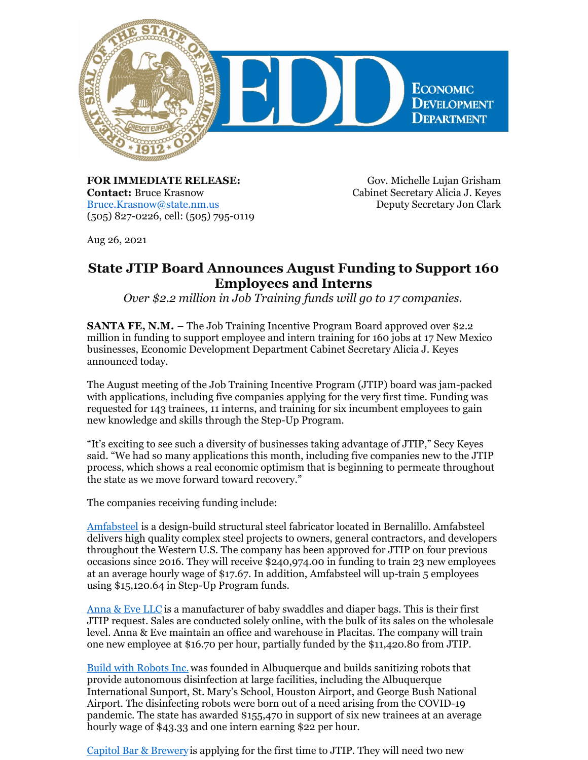ECONOMIC DEVELOPMENT DEPARTMENT

**FOR IMMEDIATE RELEASE:**
**Contact:** Bruce Krasnow
Bruce.Krasnow@state.nm.us
(505) 827-0226, cell: (505) 795-0119

Gov. Michelle Lujan Grisham
Cabinet Secretary Alicia J. Keyes
Deputy Secretary Jon Clark

Aug 26, 2021

## State JTIP Board Announces August Funding to Support 160 Employees and Interns

*Over $2.2 million in Job Training funds will go to 17 companies.*

**SANTA FE, N.M.** – The Job Training Incentive Program Board approved over $2.2 million in funding to support employee and intern training for 160 jobs at 17 New Mexico businesses, Economic Development Department Cabinet Secretary Alicia J. Keyes announced today.

The August meeting of the Job Training Incentive Program (JTIP) board was jam-packed with applications, including five companies applying for the very first time. Funding was requested for 143 trainees, 11 interns, and training for six incumbent employees to gain new knowledge and skills through the Step-Up Program.

"It's exciting to see such a diversity of businesses taking advantage of JTIP," Secy Keyes said. "We had so many applications this month, including five companies new to the JTIP process, which shows a real economic optimism that is beginning to permeate throughout the state as we move forward toward recovery."

The companies receiving funding include:

Amfabsteel is a design-build structural steel fabricator located in Bernalillo. Amfabsteel delivers high quality complex steel projects to owners, general contractors, and developers throughout the Western U.S. The company has been approved for JTIP on four previous occasions since 2016. They will receive $240,974.00 in funding to train 23 new employees at an average hourly wage of $17.67. In addition, Amfabsteel will up-train 5 employees using $15,120.64 in Step-Up Program funds.

Anna & Eve LLC is a manufacturer of baby swaddles and diaper bags. This is their first JTIP request. Sales are conducted solely online, with the bulk of its sales on the wholesale level. Anna & Eve maintain an office and warehouse in Placitas. The company will train one new employee at $16.70 per hour, partially funded by the $11,420.80 from JTIP.

Build with Robots Inc. was founded in Albuquerque and builds sanitizing robots that provide autonomous disinfection at large facilities, including the Albuquerque International Sunport, St. Mary's School, Houston Airport, and George Bush National Airport. The disinfecting robots were born out of a need arising from the COVID-19 pandemic. The state has awarded $155,470 in support of six new trainees at an average hourly wage of $43.33 and one intern earning $22 per hour.

Capitol Bar & Brewery is applying for the first time to JTIP. They will need two new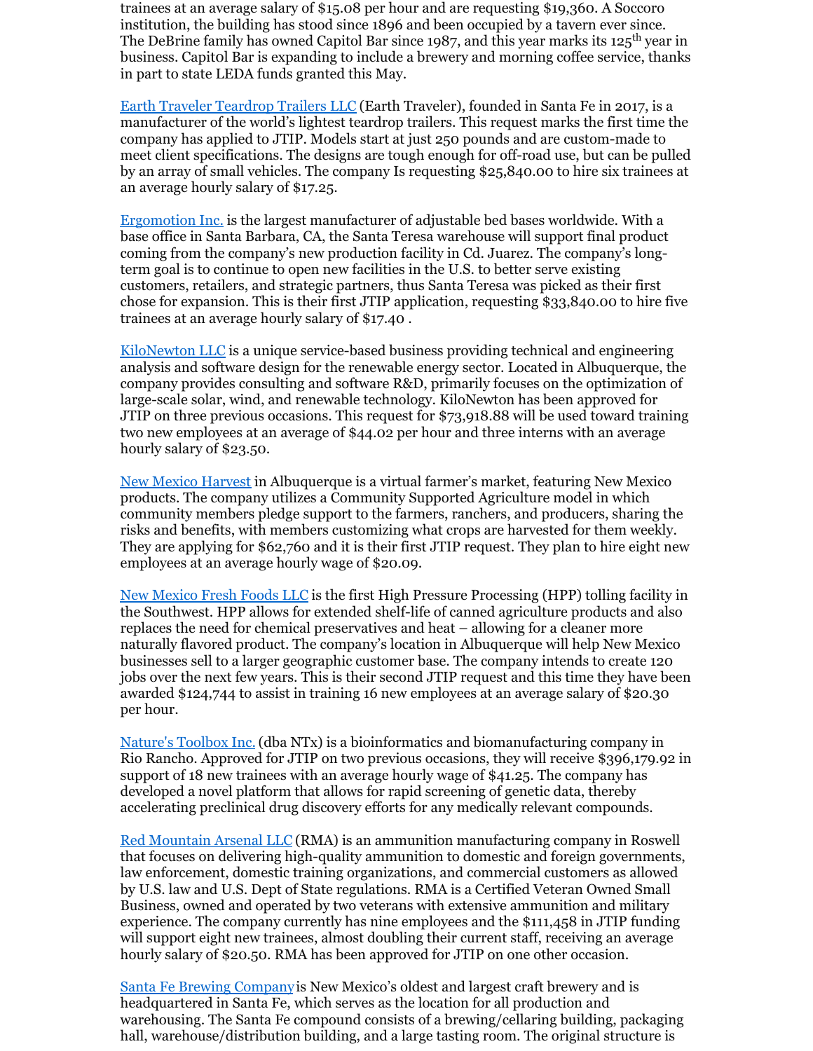trainees at an average salary of $15.08 per hour and are requesting $19,360. A Soccoro institution, the building has stood since 1896 and been occupied by a tavern ever since. The DeBrine family has owned Capitol Bar since 1987, and this year marks its 125th year in business. Capitol Bar is expanding to include a brewery and morning coffee service, thanks in part to state LEDA funds granted this May.

Earth Traveler Teardrop Trailers LLC (Earth Traveler), founded in Santa Fe in 2017, is a manufacturer of the world's lightest teardrop trailers. This request marks the first time the company has applied to JTIP. Models start at just 250 pounds and are custom-made to meet client specifications. The designs are tough enough for off-road use, but can be pulled by an array of small vehicles. The company Is requesting $25,840.00 to hire six trainees at an average hourly salary of $17.25.

Ergomotion Inc. is the largest manufacturer of adjustable bed bases worldwide. With a base office in Santa Barbara, CA, the Santa Teresa warehouse will support final product coming from the company's new production facility in Cd. Juarez. The company's long-term goal is to continue to open new facilities in the U.S. to better serve existing customers, retailers, and strategic partners, thus Santa Teresa was picked as their first chose for expansion. This is their first JTIP application, requesting $33,840.00 to hire five trainees at an average hourly salary of $17.40 .

KiloNewton LLC is a unique service-based business providing technical and engineering analysis and software design for the renewable energy sector. Located in Albuquerque, the company provides consulting and software R&D, primarily focuses on the optimization of large-scale solar, wind, and renewable technology. KiloNewton has been approved for JTIP on three previous occasions. This request for $73,918.88 will be used toward training two new employees at an average of $44.02 per hour and three interns with an average hourly salary of $23.50.

New Mexico Harvest in Albuquerque is a virtual farmer's market, featuring New Mexico products. The company utilizes a Community Supported Agriculture model in which community members pledge support to the farmers, ranchers, and producers, sharing the risks and benefits, with members customizing what crops are harvested for them weekly. They are applying for $62,760 and it is their first JTIP request. They plan to hire eight new employees at an average hourly wage of $20.09.

New Mexico Fresh Foods LLC is the first High Pressure Processing (HPP) tolling facility in the Southwest. HPP allows for extended shelf-life of canned agriculture products and also replaces the need for chemical preservatives and heat – allowing for a cleaner more naturally flavored product. The company's location in Albuquerque will help New Mexico businesses sell to a larger geographic customer base. The company intends to create 120 jobs over the next few years. This is their second JTIP request and this time they have been awarded $124,744 to assist in training 16 new employees at an average salary of $20.30 per hour.

Nature's Toolbox Inc. (dba NTx) is a bioinformatics and biomanufacturing company in Rio Rancho. Approved for JTIP on two previous occasions, they will receive $396,179.92 in support of 18 new trainees with an average hourly wage of $41.25. The company has developed a novel platform that allows for rapid screening of genetic data, thereby accelerating preclinical drug discovery efforts for any medically relevant compounds.

Red Mountain Arsenal LLC (RMA) is an ammunition manufacturing company in Roswell that focuses on delivering high-quality ammunition to domestic and foreign governments, law enforcement, domestic training organizations, and commercial customers as allowed by U.S. law and U.S. Dept of State regulations. RMA is a Certified Veteran Owned Small Business, owned and operated by two veterans with extensive ammunition and military experience. The company currently has nine employees and the $111,458 in JTIP funding will support eight new trainees, almost doubling their current staff, receiving an average hourly salary of $20.50. RMA has been approved for JTIP on one other occasion.

Santa Fe Brewing Company is New Mexico's oldest and largest craft brewery and is headquartered in Santa Fe, which serves as the location for all production and warehousing. The Santa Fe compound consists of a brewing/cellaring building, packaging hall, warehouse/distribution building, and a large tasting room. The original structure is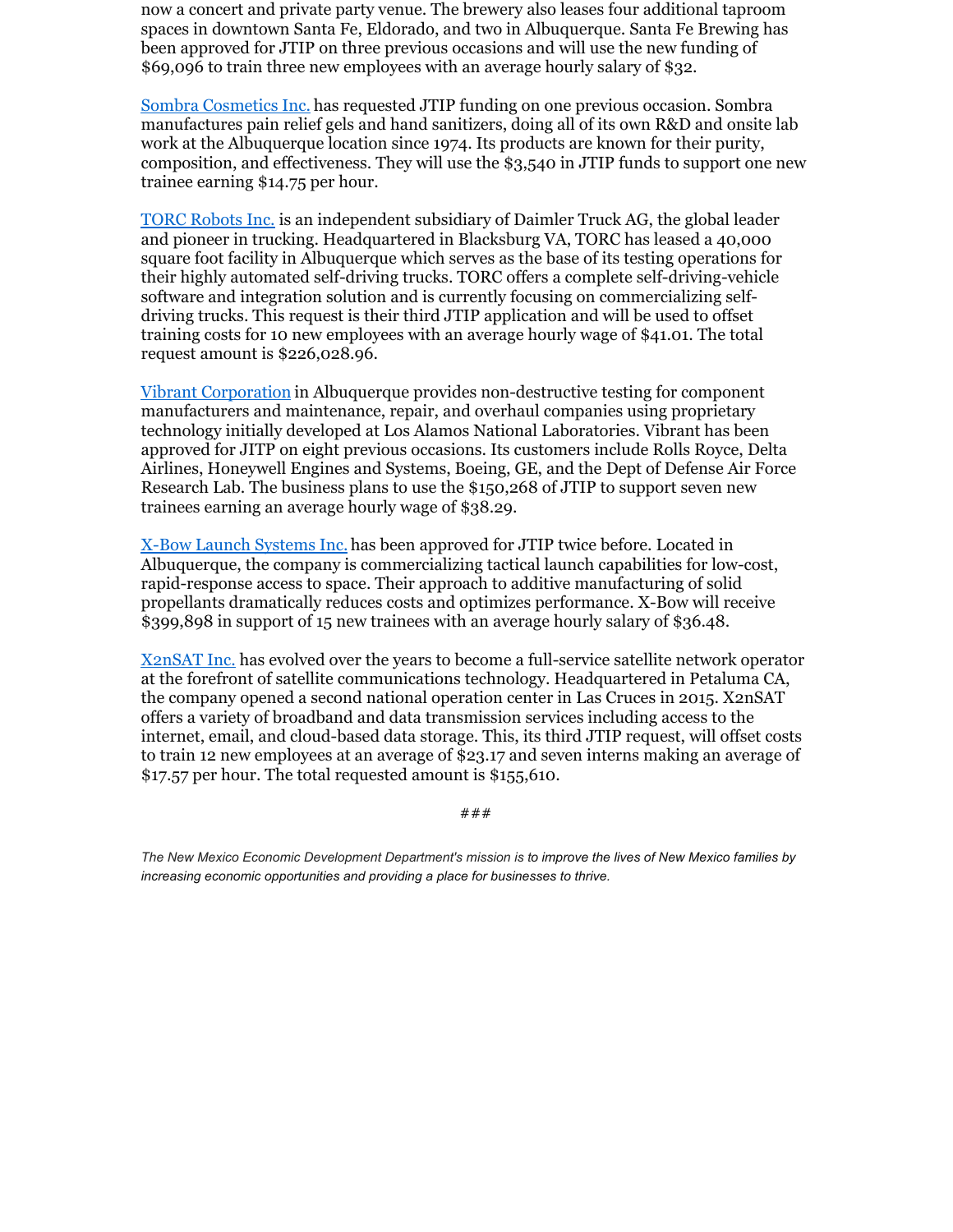now a concert and private party venue. The brewery also leases four additional taproom spaces in downtown Santa Fe, Eldorado, and two in Albuquerque. Santa Fe Brewing has been approved for JTIP on three previous occasions and will use the new funding of $69,096 to train three new employees with an average hourly salary of $32.

[Sombra Cosmetics Inc.](#) has requested JTIP funding on one previous occasion. Sombra manufactures pain relief gels and hand sanitizers, doing all of its own R&D and onsite lab work at the Albuquerque location since 1974. Its products are known for their purity, composition, and effectiveness. They will use the $3,540 in JTIP funds to support one new trainee earning $14.75 per hour.

[TORC Robots Inc.](#) is an independent subsidiary of Daimler Truck AG, the global leader and pioneer in trucking. Headquartered in Blacksburg VA, TORC has leased a 40,000 square foot facility in Albuquerque which serves as the base of its testing operations for their highly automated self-driving trucks. TORC offers a complete self-driving-vehicle software and integration solution and is currently focusing on commercializing self-driving trucks. This request is their third JTIP application and will be used to offset training costs for 10 new employees with an average hourly wage of $41.01. The total request amount is $226,028.96.

[Vibrant Corporation](#) in Albuquerque provides non-destructive testing for component manufacturers and maintenance, repair, and overhaul companies using proprietary technology initially developed at Los Alamos National Laboratories. Vibrant has been approved for JITP on eight previous occasions. Its customers include Rolls Royce, Delta Airlines, Honeywell Engines and Systems, Boeing, GE, and the Dept of Defense Air Force Research Lab. The business plans to use the $150,268 of JTIP to support seven new trainees earning an average hourly wage of $38.29.

[X-Bow Launch Systems Inc.](#) has been approved for JTIP twice before. Located in Albuquerque, the company is commercializing tactical launch capabilities for low-cost, rapid-response access to space. Their approach to additive manufacturing of solid propellants dramatically reduces costs and optimizes performance. X-Bow will receive $399,898 in support of 15 new trainees with an average hourly salary of $36.48.

[X2nSAT Inc.](#) has evolved over the years to become a full-service satellite network operator at the forefront of satellite communications technology. Headquartered in Petaluma CA, the company opened a second national operation center in Las Cruces in 2015. X2nSAT offers a variety of broadband and data transmission services including access to the internet, email, and cloud-based data storage. This, its third JTIP request, will offset costs to train 12 new employees at an average of $23.17 and seven interns making an average of $17.57 per hour. The total requested amount is $155,610.

###

*The New Mexico Economic Development Department's mission is to improve the lives of New Mexico families by increasing economic opportunities and providing a place for businesses to thrive.*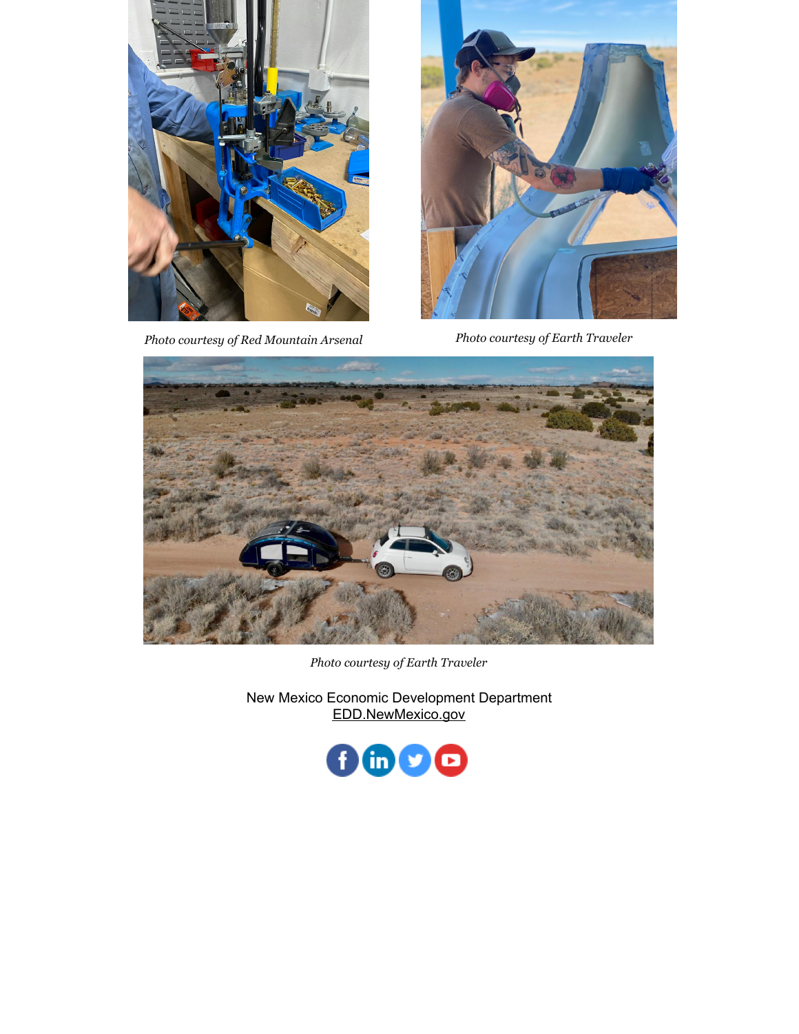*Photo courtesy of Red Mountain Arsenal*

*Photo courtesy of Earth Traveler*

*Photo courtesy of Earth Traveler*

New Mexico Economic Development Department
EDD.NewMexico.gov